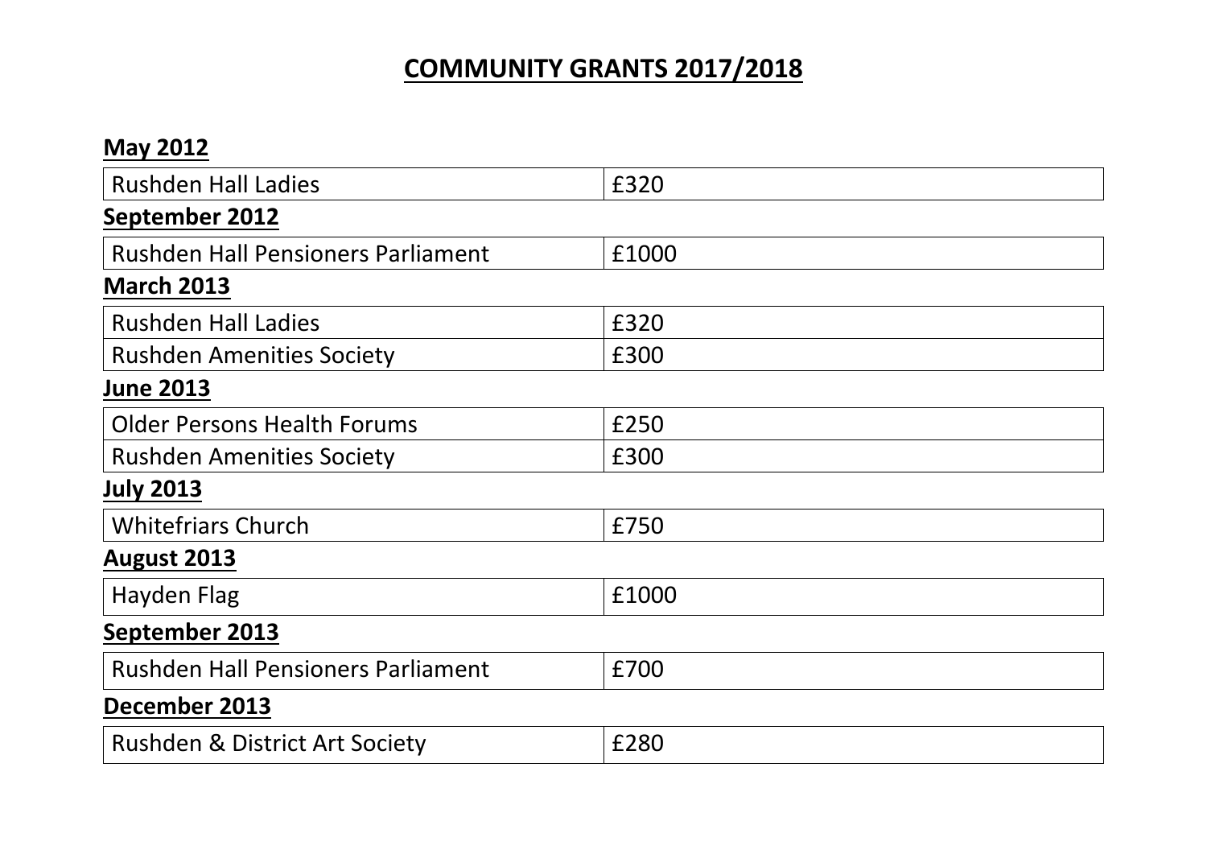# COMMUNITY GRANTS 2017/2018

**May 2012**

| | |
|---|---|
| Rushden Hall Ladies | £320 |

**September 2012**

| | |
|---|---|
| Rushden Hall Pensioners Parliament | £1000 |

**March 2013**

| | |
|---|---|
| Rushden Hall Ladies | £320 |
| Rushden Amenities Society | £300 |

**June 2013**

| | |
|---|---|
| Older Persons Health Forums | £250 |
| Rushden Amenities Society | £300 |

**July 2013**

| | |
|---|---|
| Whitefriars Church | £750 |

**August 2013**

| | |
|---|---|
| Hayden Flag | £1000 |

**September 2013**

| | |
|---|---|
| Rushden Hall Pensioners Parliament | £700 |

**December 2013**

| | |
|---|---|
| Rushden & District Art Society | £280 |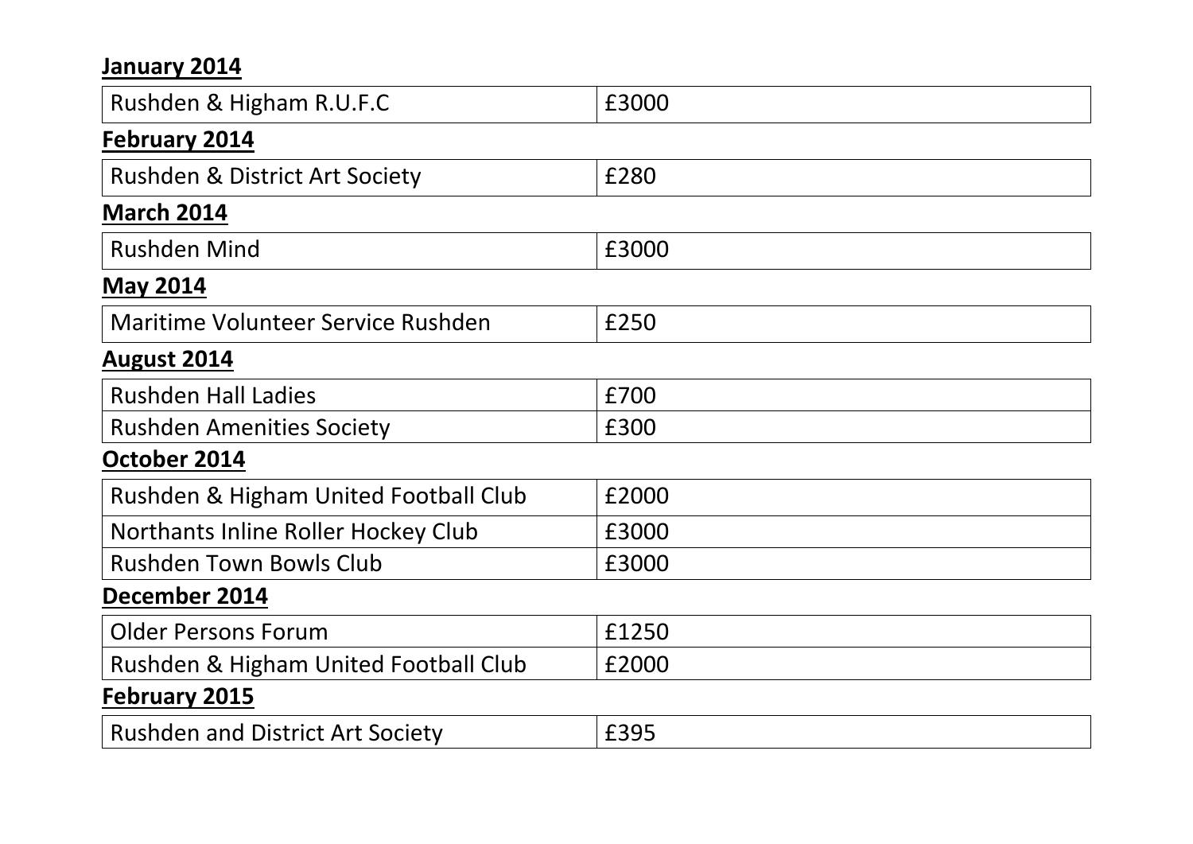**January 2014**

| Rushden & Higham R.U.F.C | £3000 |
|---|---|

**February 2014**

| Rushden & District Art Society | £280 |
|---|---|

**March 2014**

| Rushden Mind | £3000 |
|---|---|

**May 2014**

| Maritime Volunteer Service Rushden | £250 |
|---|---|

**August 2014**

| Rushden Hall Ladies | £700 |
|---|---|
| Rushden Amenities Society | £300 |

**October 2014**

| Rushden & Higham United Football Club | £2000 |
|---|---|
| Northants Inline Roller Hockey Club | £3000 |
| Rushden Town Bowls Club | £3000 |

**December 2014**

| Older Persons Forum | £1250 |
|---|---|
| Rushden & Higham United Football Club | £2000 |

**February 2015**

| Rushden and District Art Society | £395 |
|---|---|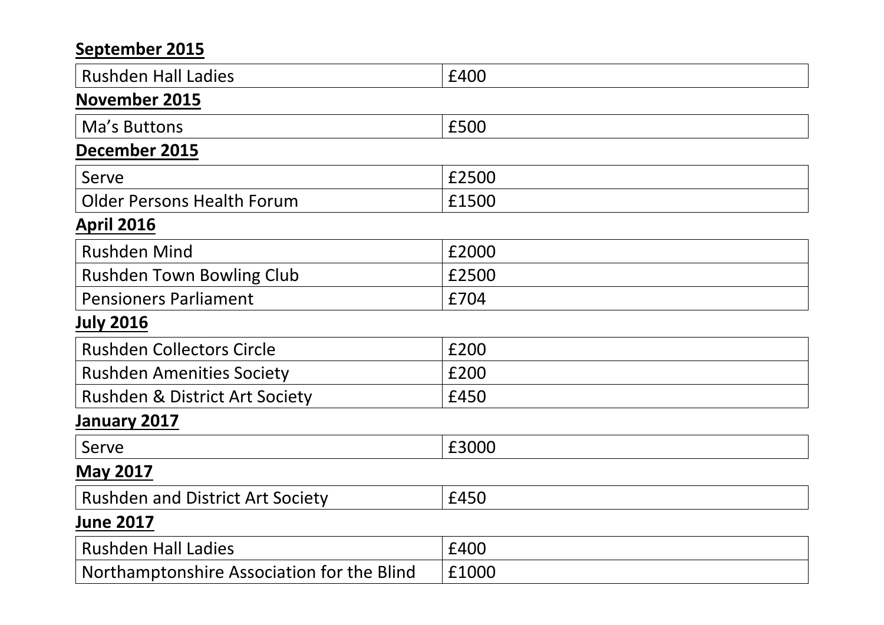**<u>September 2015</u>**

| Rushden Hall Ladies | £400 |
|---|---|

**<u>November 2015</u>**

| Ma's Buttons | £500 |
|---|---|

**<u>December 2015</u>**

| Serve | £2500 |
|---|---|
| Older Persons Health Forum | £1500 |

**<u>April 2016</u>**

| Rushden Mind | £2000 |
|---|---|
| Rushden Town Bowling Club | £2500 |
| Pensioners Parliament | £704 |

**<u>July 2016</u>**

| Rushden Collectors Circle | £200 |
|---|---|
| Rushden Amenities Society | £200 |
| Rushden & District Art Society | £450 |

**<u>January 2017</u>**

| Serve | £3000 |
|---|---|

**<u>May 2017</u>**

| Rushden and District Art Society | £450 |
|---|---|

**<u>June 2017</u>**

| Rushden Hall Ladies | £400 |
|---|---|
| Northamptonshire Association for the Blind | £1000 |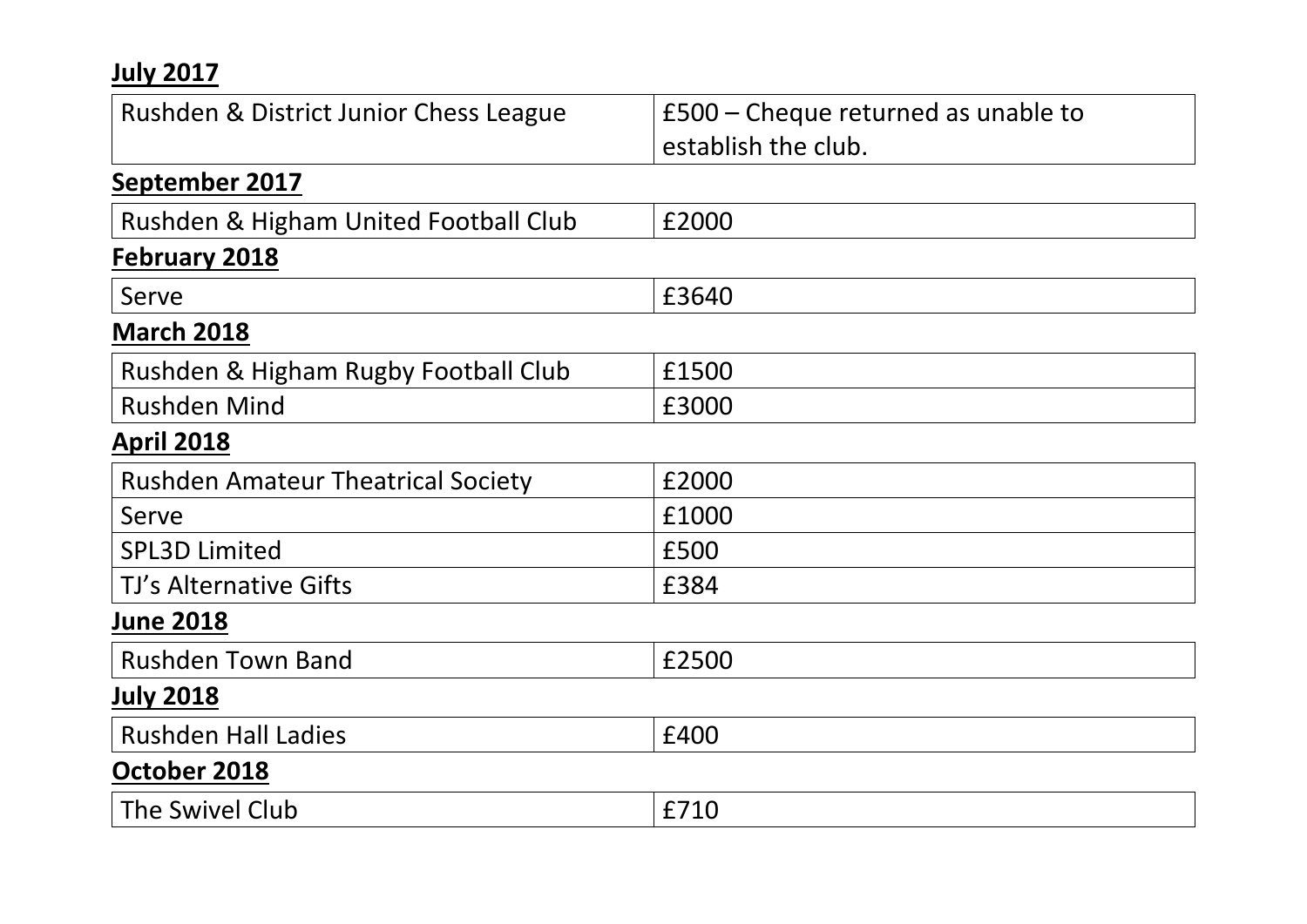**July 2017**

| Rushden & District Junior Chess League | £500 – Cheque returned as unable to establish the club. |
|---|---|

**September 2017**

| Rushden & Higham United Football Club | £2000 |
|---|---|

**February 2018**

| Serve | £3640 |
|---|---|

**March 2018**

| Rushden & Higham Rugby Football Club | £1500 |
|---|---|
| Rushden Mind | £3000 |

**April 2018**

| Rushden Amateur Theatrical Society | £2000 |
|---|---|
| Serve | £1000 |
| SPL3D Limited | £500 |
| TJ's Alternative Gifts | £384 |

**June 2018**

| Rushden Town Band | £2500 |
|---|---|

**July 2018**

| Rushden Hall Ladies | £400 |
|---|---|

**October 2018**

| The Swivel Club | £710 |
|---|---|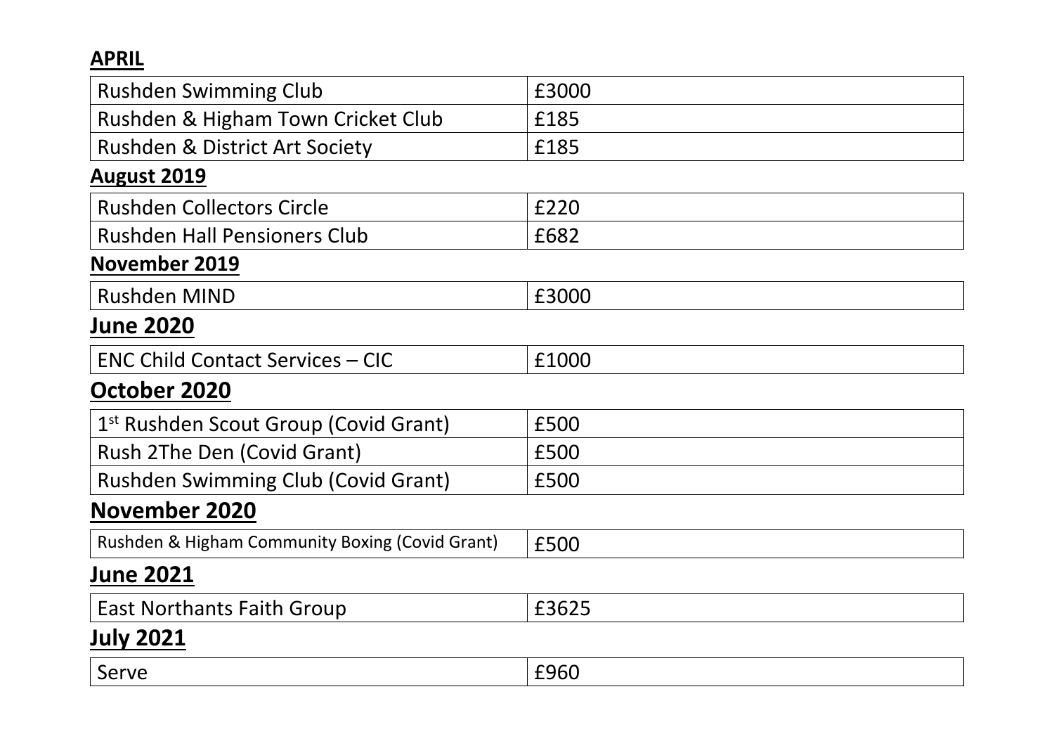**APRIL**

| | |
|---|---|
| Rushden Swimming Club | £3000 |
| Rushden & Higham Town Cricket Club | £185 |
| Rushden & District Art Society | £185 |

**August 2019**

| | |
|---|---|
| Rushden Collectors Circle | £220 |
| Rushden Hall Pensioners Club | £682 |

**November 2019**

| | |
|---|---|
| Rushden MIND | £3000 |

## June 2020

| | |
|---|---|
| ENC Child Contact Services – CIC | £1000 |

## October 2020

| | |
|---|---|
| 1st Rushden Scout Group (Covid Grant) | £500 |
| Rush 2The Den (Covid Grant) | £500 |
| Rushden Swimming Club (Covid Grant) | £500 |

## November 2020

| | |
|---|---|
| Rushden & Higham Community Boxing (Covid Grant) | £500 |

## June 2021

| | |
|---|---|
| East Northants Faith Group | £3625 |

## July 2021

| | |
|---|---|
| Serve | £960 |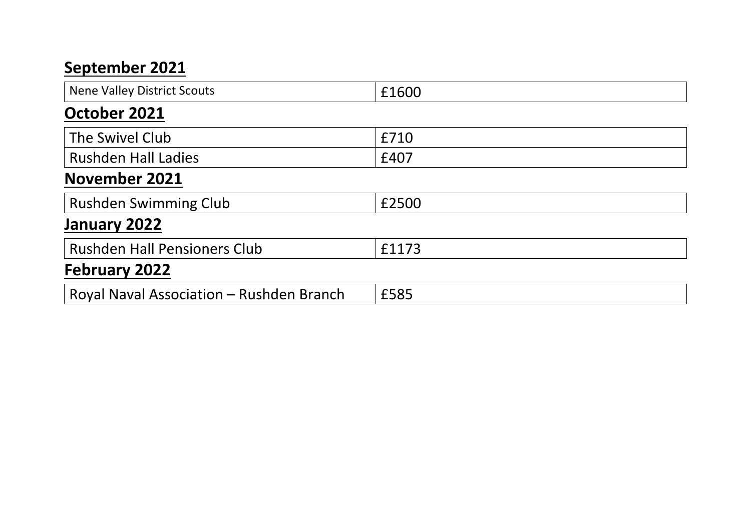## September 2021

| | |
|---|---|
| Nene Valley District Scouts | £1600 |

## October 2021

| | |
|---|---|
| The Swivel Club | £710 |
| Rushden Hall Ladies | £407 |

## November 2021

| | |
|---|---|
| Rushden Swimming Club | £2500 |

## January 2022

| | |
|---|---|
| Rushden Hall Pensioners Club | £1173 |

## February 2022

| | |
|---|---|
| Royal Naval Association – Rushden Branch | £585 |